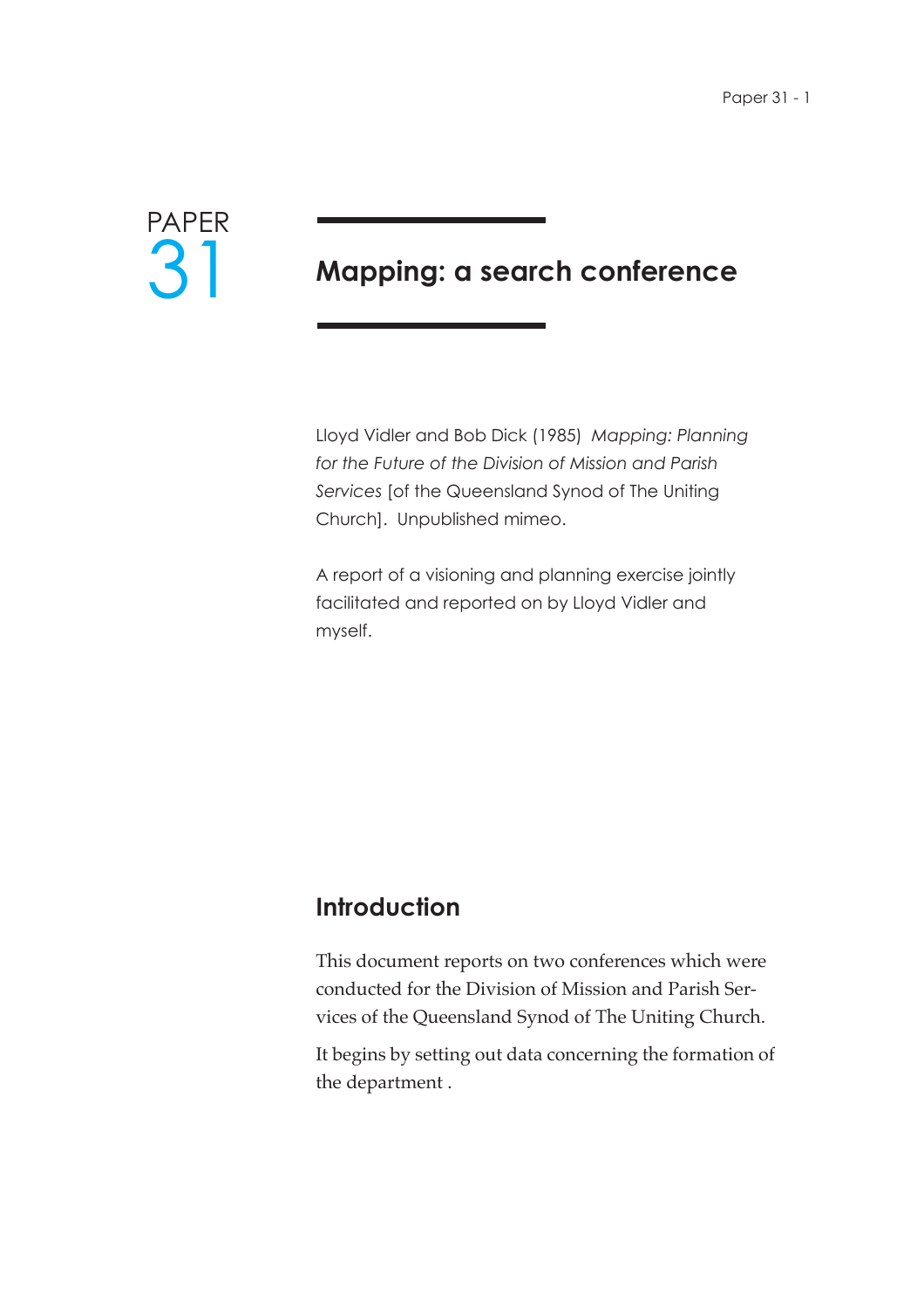PAPER 31

# Mapping: a search conference

Lloyd Vidler and Bob Dick (1985) *Mapping: Planning for the Future of the Division of Mission and Parish Services* [of the Queensland Synod of The Uniting Church]. Unpublished mimeo.

A report of a visioning and planning exercise jointly facilitated and reported on by Lloyd Vidler and myself.

## Introduction

This document reports on two conferences which were conducted for the Division of Mission and Parish Services of the Queensland Synod of The Uniting Church.

It begins by setting out data concerning the formation of the department .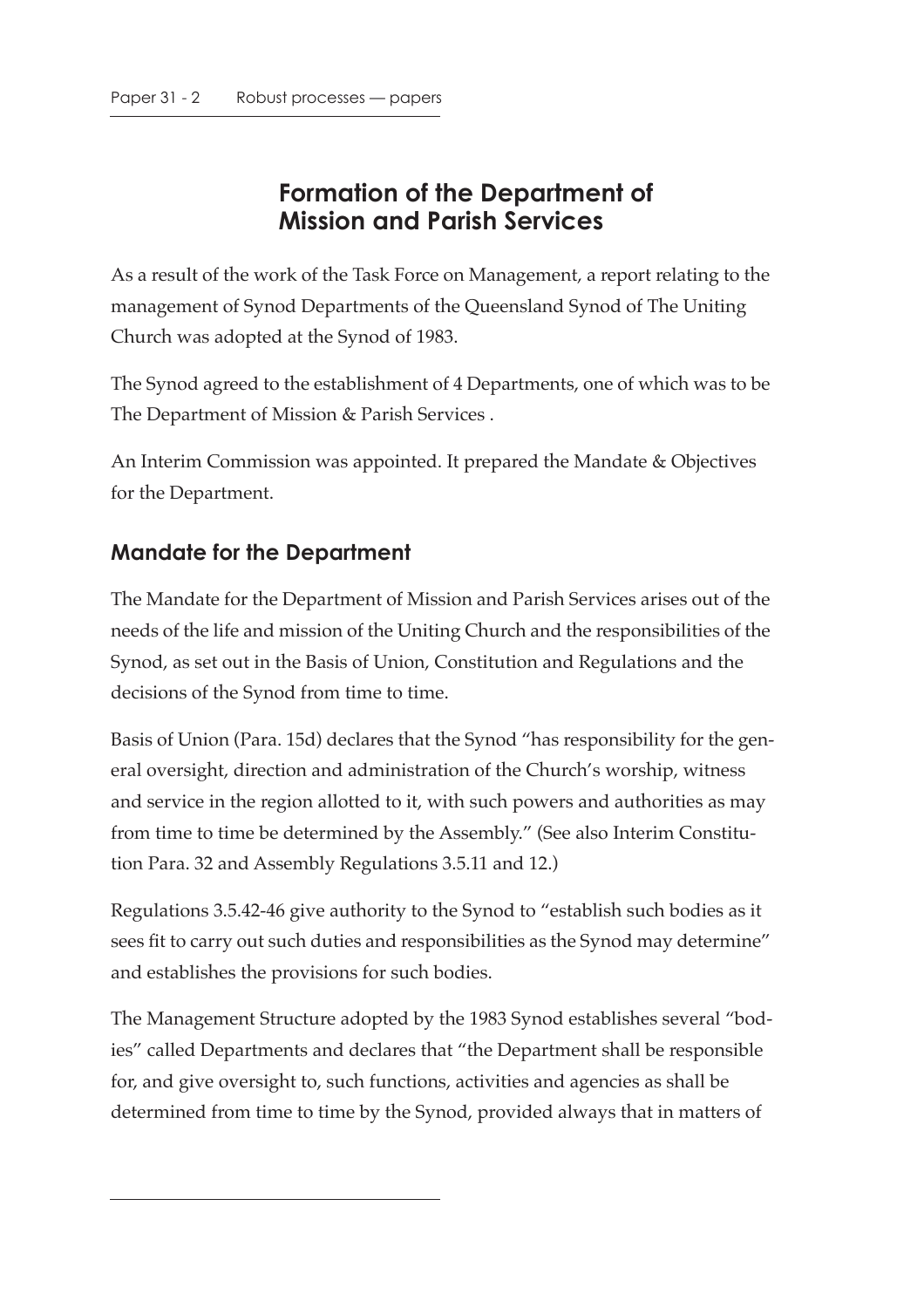## Formation of the Department of Mission and Parish Services

As a result of the work of the Task Force on Management, a report relating to the management of Synod Departments of the Queensland Synod of The Uniting Church was adopted at the Synod of 1983.

The Synod agreed to the establishment of 4 Departments, one of which was to be The Department of Mission & Parish Services .

An Interim Commission was appointed. It prepared the Mandate & Objectives for the Department.

### Mandate for the Department

The Mandate for the Department of Mission and Parish Services arises out of the needs of the life and mission of the Uniting Church and the responsibilities of the Synod, as set out in the Basis of Union, Constitution and Regulations and the decisions of the Synod from time to time.

Basis of Union (Para. 15d) declares that the Synod "has responsibility for the general oversight, direction and administration of the Church's worship, witness and service in the region allotted to it, with such powers and authorities as may from time to time be determined by the Assembly." (See also Interim Constitution Para. 32 and Assembly Regulations 3.5.11 and 12.)

Regulations 3.5.42-46 give authority to the Synod to "establish such bodies as it sees fit to carry out such duties and responsibilities as the Synod may determine" and establishes the provisions for such bodies.

The Management Structure adopted by the 1983 Synod establishes several "bodies" called Departments and declares that "the Department shall be responsible for, and give oversight to, such functions, activities and agencies as shall be determined from time to time by the Synod, provided always that in matters of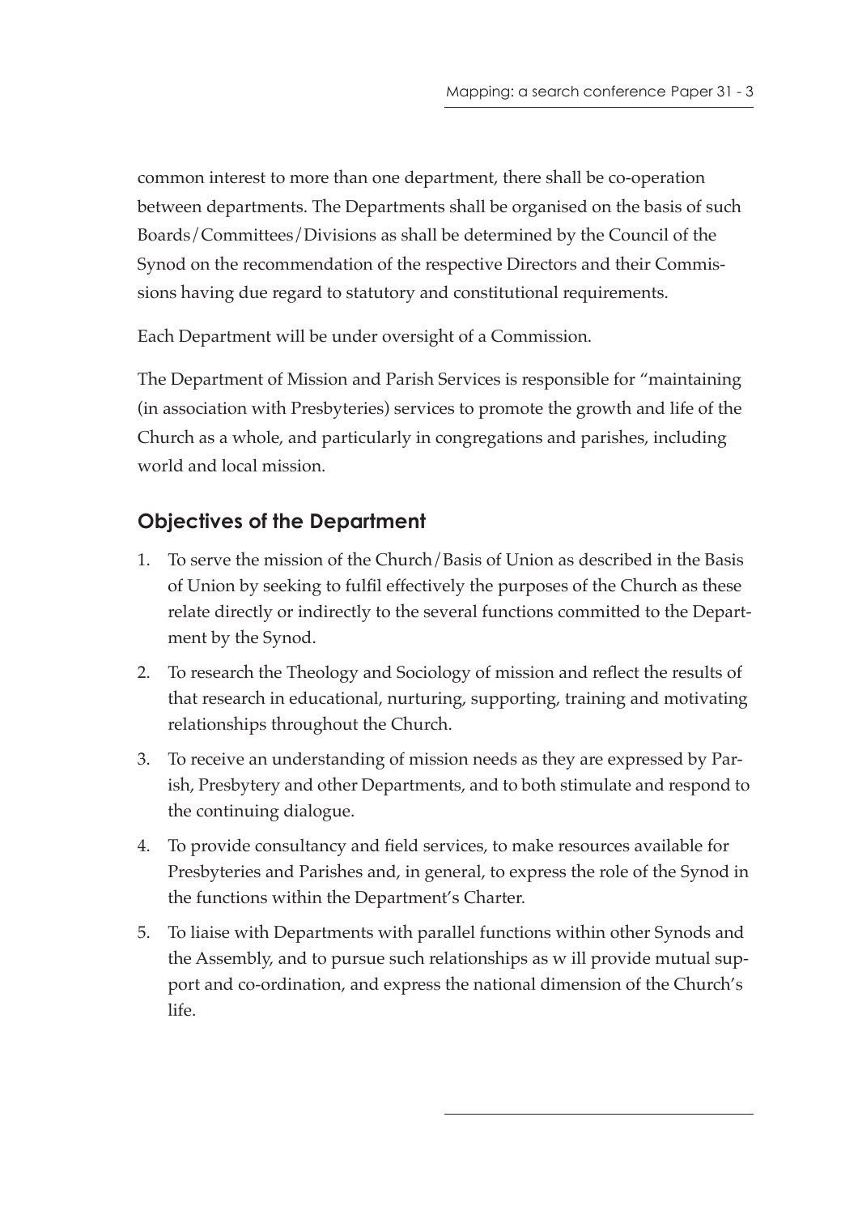common interest to more than one department, there shall be co-operation between departments. The Departments shall be organised on the basis of such Boards/Committees/Divisions as shall be determined by the Council of the Synod on the recommendation of the respective Directors and their Commissions having due regard to statutory and constitutional requirements.

Each Department will be under oversight of a Commission.

The Department of Mission and Parish Services is responsible for "maintaining (in association with Presbyteries) services to promote the growth and life of the Church as a whole, and particularly in congregations and parishes, including world and local mission.

## Objectives of the Department

1. To serve the mission of the Church/Basis of Union as described in the Basis of Union by seeking to fulfil effectively the purposes of the Church as these relate directly or indirectly to the several functions committed to the Department by the Synod.
2. To research the Theology and Sociology of mission and reflect the results of that research in educational, nurturing, supporting, training and motivating relationships throughout the Church.
3. To receive an understanding of mission needs as they are expressed by Parish, Presbytery and other Departments, and to both stimulate and respond to the continuing dialogue.
4. To provide consultancy and field services, to make resources available for Presbyteries and Parishes and, in general, to express the role of the Synod in the functions within the Department's Charter.
5. To liaise with Departments with parallel functions within other Synods and the Assembly, and to pursue such relationships as w ill provide mutual support and co-ordination, and express the national dimension of the Church's life.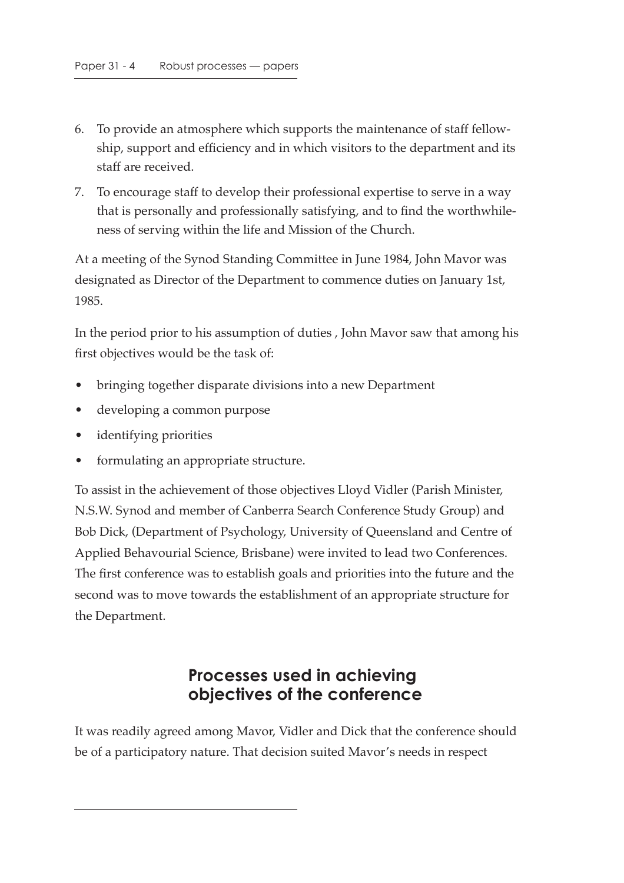6. To provide an atmosphere which supports the maintenance of staff fellowship, support and efficiency and in which visitors to the department and its staff are received.
7. To encourage staff to develop their professional expertise to serve in a way that is personally and professionally satisfying, and to find the worthwhileness of serving within the life and Mission of the Church.

At a meeting of the Synod Standing Committee in June 1984, John Mavor was designated as Director of the Department to commence duties on January 1st, 1985.

In the period prior to his assumption of duties , John Mavor saw that among his first objectives would be the task of:

- bringing together disparate divisions into a new Department
- developing a common purpose
- identifying priorities
- formulating an appropriate structure.

To assist in the achievement of those objectives Lloyd Vidler (Parish Minister, N.S.W. Synod and member of Canberra Search Conference Study Group) and Bob Dick, (Department of Psychology, University of Queensland and Centre of Applied Behavourial Science, Brisbane) were invited to lead two Conferences. The first conference was to establish goals and priorities into the future and the second was to move towards the establishment of an appropriate structure for the Department.

## Processes used in achieving objectives of the conference

It was readily agreed among Mavor, Vidler and Dick that the conference should be of a participatory nature. That decision suited Mavor's needs in respect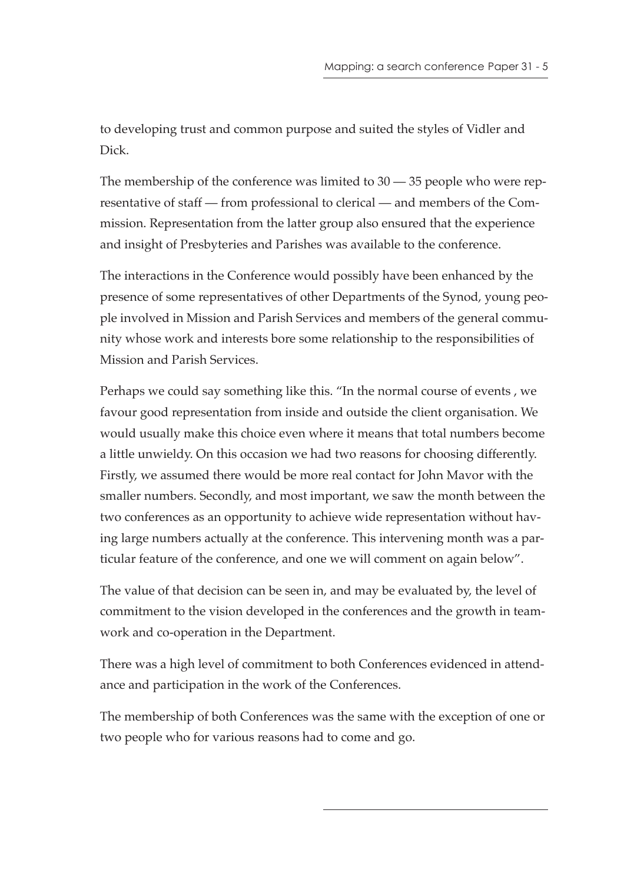to developing trust and common purpose and suited the styles of Vidler and Dick.

The membership of the conference was limited to 30 — 35 people who were representative of staff — from professional to clerical — and members of the Commission. Representation from the latter group also ensured that the experience and insight of Presbyteries and Parishes was available to the conference.

The interactions in the Conference would possibly have been enhanced by the presence of some representatives of other Departments of the Synod, young people involved in Mission and Parish Services and members of the general community whose work and interests bore some relationship to the responsibilities of Mission and Parish Services.

Perhaps we could say something like this. "In the normal course of events , we favour good representation from inside and outside the client organisation. We would usually make this choice even where it means that total numbers become a little unwieldy. On this occasion we had two reasons for choosing differently. Firstly, we assumed there would be more real contact for John Mavor with the smaller numbers. Secondly, and most important, we saw the month between the two conferences as an opportunity to achieve wide representation without having large numbers actually at the conference. This intervening month was a particular feature of the conference, and one we will comment on again below".

The value of that decision can be seen in, and may be evaluated by, the level of commitment to the vision developed in the conferences and the growth in teamwork and co-operation in the Department.

There was a high level of commitment to both Conferences evidenced in attendance and participation in the work of the Conferences.

The membership of both Conferences was the same with the exception of one or two people who for various reasons had to come and go.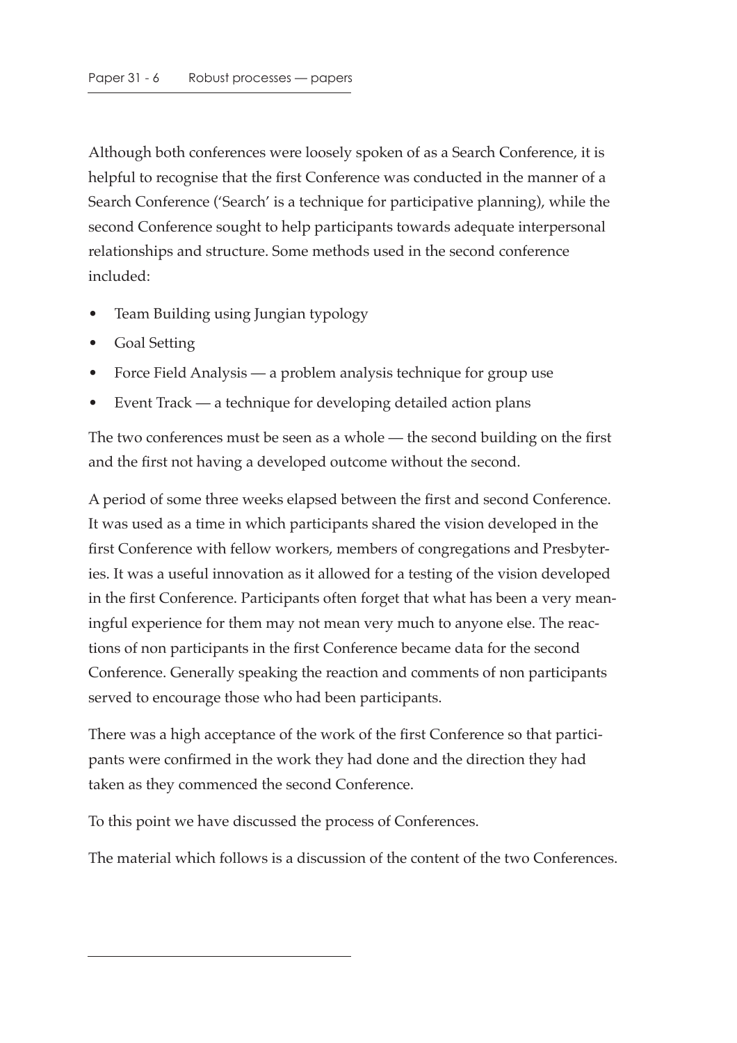Although both conferences were loosely spoken of as a Search Conference, it is helpful to recognise that the first Conference was conducted in the manner of a Search Conference ('Search' is a technique for participative planning), while the second Conference sought to help participants towards adequate interpersonal relationships and structure. Some methods used in the second conference included:

- Team Building using Jungian typology
- Goal Setting
- Force Field Analysis — a problem analysis technique for group use
- Event Track — a technique for developing detailed action plans

The two conferences must be seen as a whole — the second building on the first and the first not having a developed outcome without the second.

A period of some three weeks elapsed between the first and second Conference. It was used as a time in which participants shared the vision developed in the first Conference with fellow workers, members of congregations and Presbyteries. It was a useful innovation as it allowed for a testing of the vision developed in the first Conference. Participants often forget that what has been a very meaningful experience for them may not mean very much to anyone else. The reactions of non participants in the first Conference became data for the second Conference. Generally speaking the reaction and comments of non participants served to encourage those who had been participants.

There was a high acceptance of the work of the first Conference so that participants were confirmed in the work they had done and the direction they had taken as they commenced the second Conference.

To this point we have discussed the process of Conferences.

The material which follows is a discussion of the content of the two Conferences.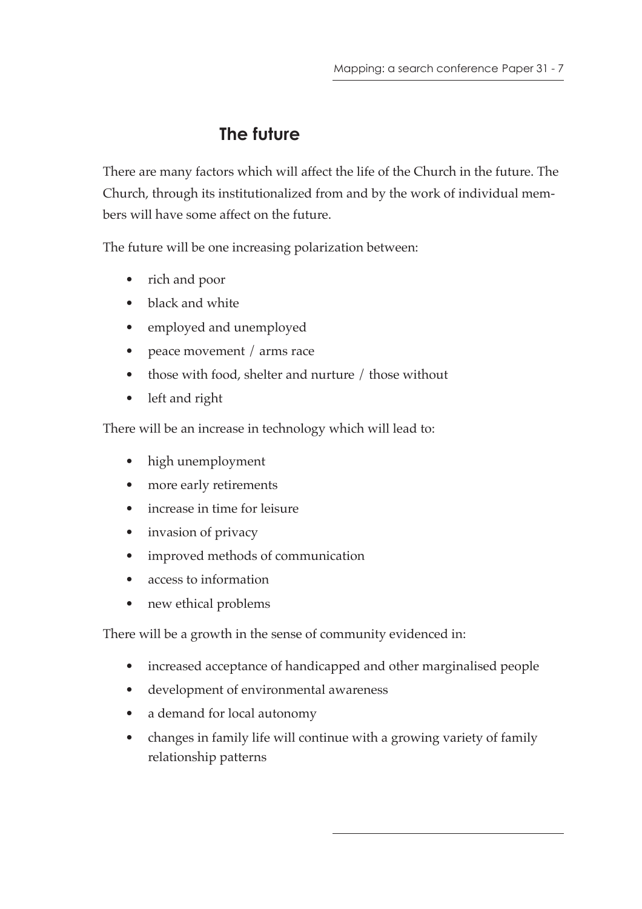## The future

There are many factors which will affect the life of the Church in the future. The Church, through its institutionalized from and by the work of individual members will have some affect on the future.

The future will be one increasing polarization between:

- rich and poor
- black and white
- employed and unemployed
- peace movement / arms race
- those with food, shelter and nurture / those without
- left and right

There will be an increase in technology which will lead to:

- high unemployment
- more early retirements
- increase in time for leisure
- invasion of privacy
- improved methods of communication
- access to information
- new ethical problems

There will be a growth in the sense of community evidenced in:

- increased acceptance of handicapped and other marginalised people
- development of environmental awareness
- a demand for local autonomy
- changes in family life will continue with a growing variety of family relationship patterns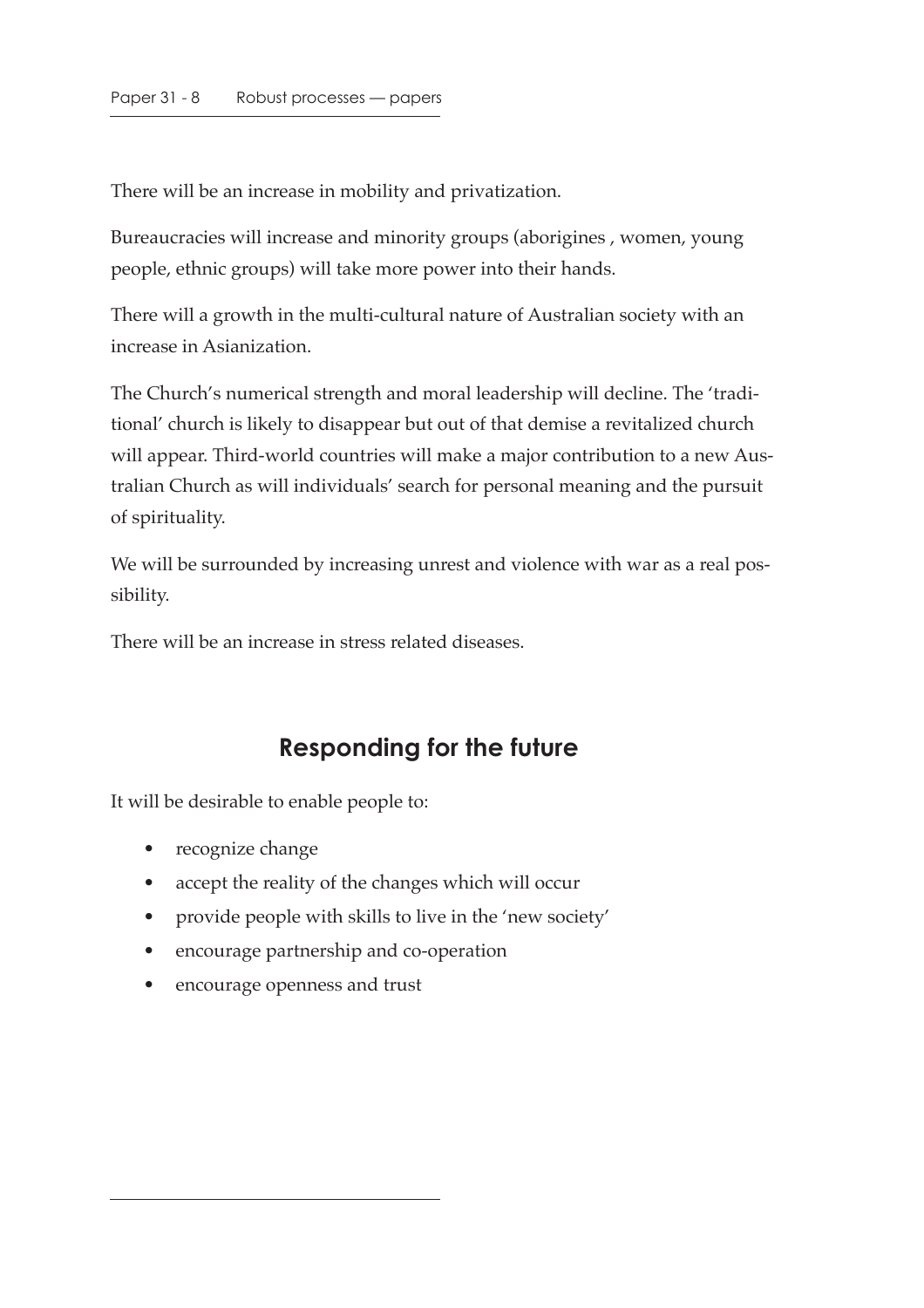There will be an increase in mobility and privatization.

Bureaucracies will increase and minority groups (aborigines , women, young people, ethnic groups) will take more power into their hands.

There will a growth in the multi-cultural nature of Australian society with an increase in Asianization.

The Church's numerical strength and moral leadership will decline. The 'traditional' church is likely to disappear but out of that demise a revitalized church will appear. Third-world countries will make a major contribution to a new Australian Church as will individuals' search for personal meaning and the pursuit of spirituality.

We will be surrounded by increasing unrest and violence with war as a real possibility.

There will be an increase in stress related diseases.

## Responding for the future

It will be desirable to enable people to:

- recognize change
- accept the reality of the changes which will occur
- provide people with skills to live in the 'new society'
- encourage partnership and co-operation
- encourage openness and trust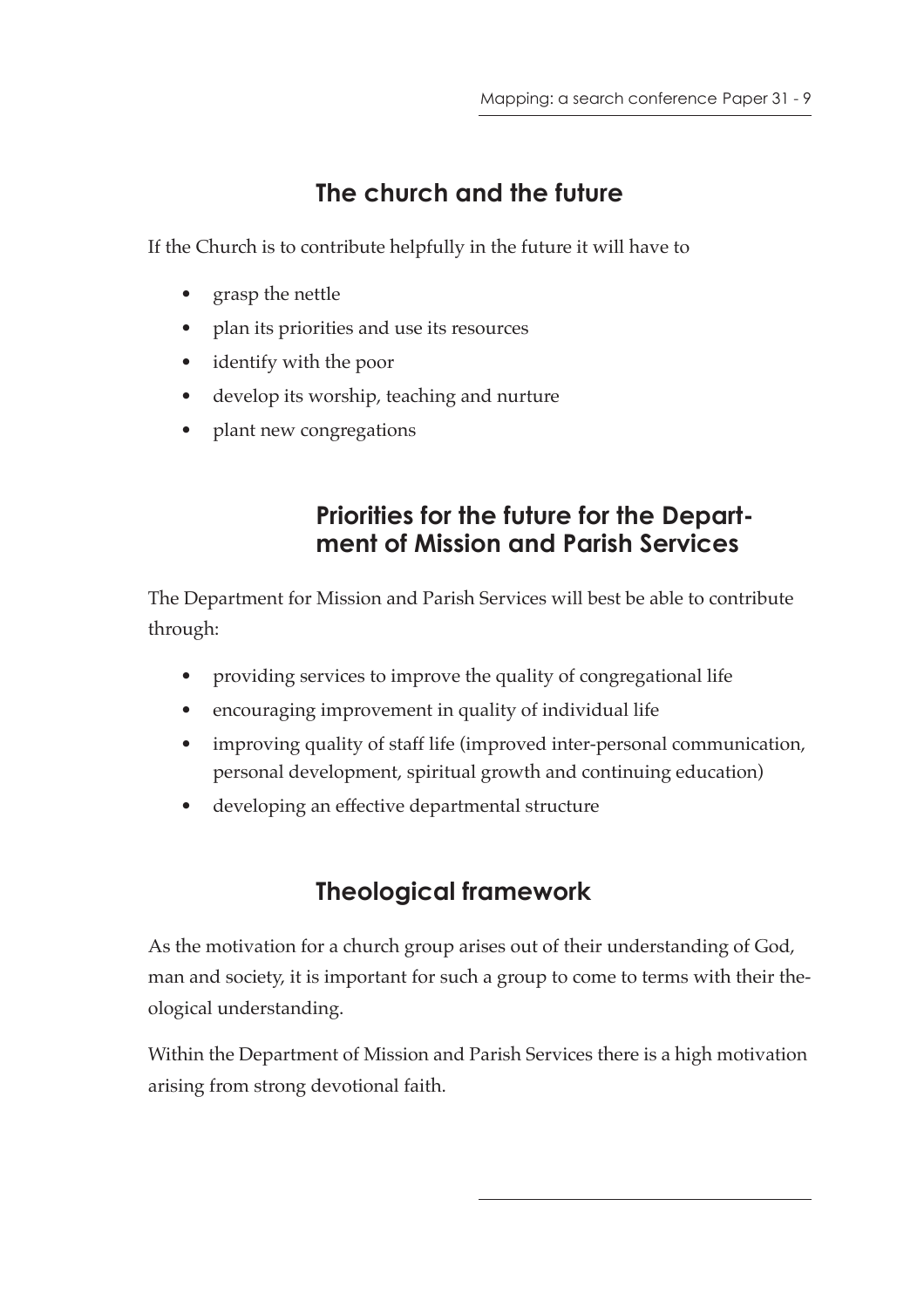## The church and the future

If the Church is to contribute helpfully in the future it will have to

- grasp the nettle
- plan its priorities and use its resources
- identify with the poor
- develop its worship, teaching and nurture
- plant new congregations

### Priorities for the future for the Department of Mission and Parish Services

The Department for Mission and Parish Services will best be able to contribute through:

- providing services to improve the quality of congregational life
- encouraging improvement in quality of individual life
- improving quality of staff life (improved inter-personal communication, personal development, spiritual growth and continuing education)
- developing an effective departmental structure

## Theological framework

As the motivation for a church group arises out of their understanding of God, man and society, it is important for such a group to come to terms with their theological understanding.

Within the Department of Mission and Parish Services there is a high motivation arising from strong devotional faith.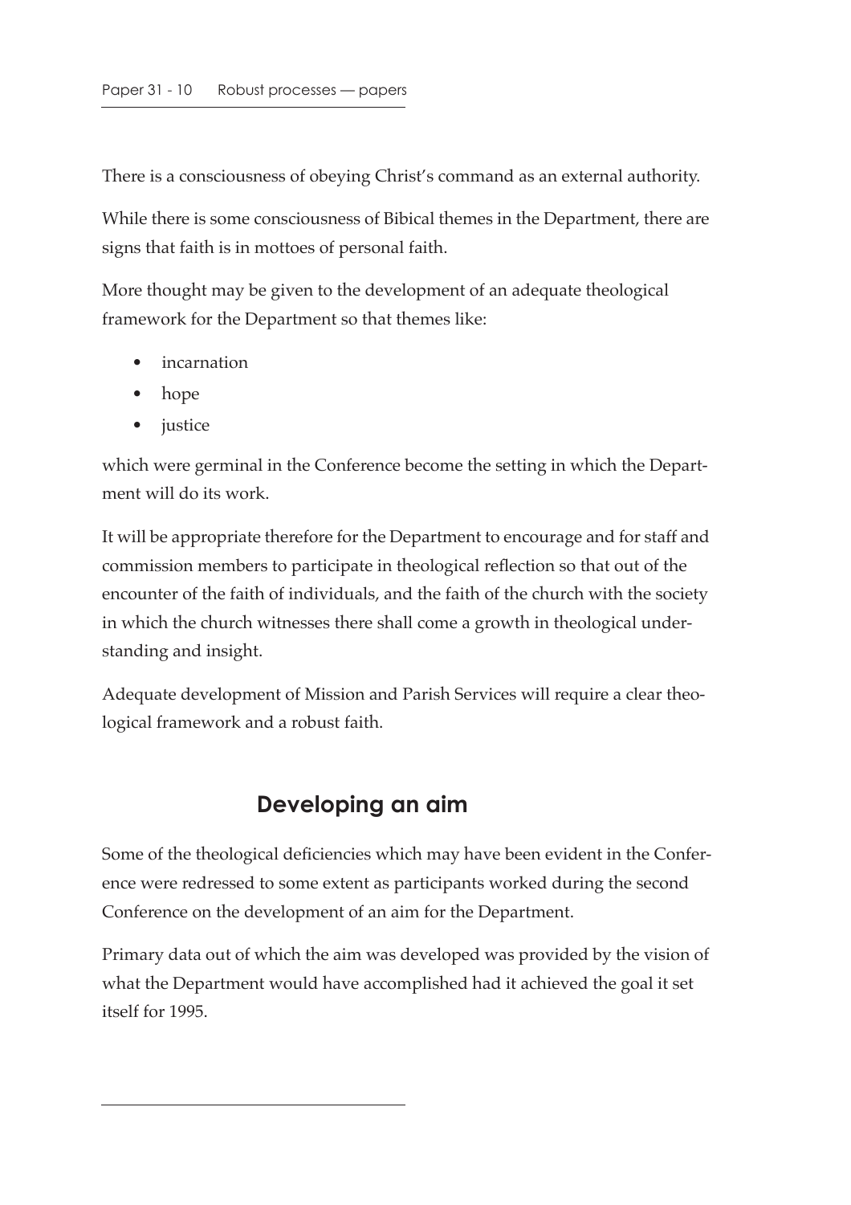There is a consciousness of obeying Christ's command as an external authority.

While there is some consciousness of Bibical themes in the Department, there are signs that faith is in mottoes of personal faith.

More thought may be given to the development of an adequate theological framework for the Department so that themes like:

- incarnation
- hope
- justice

which were germinal in the Conference become the setting in which the Department will do its work.

It will be appropriate therefore for the Department to encourage and for staff and commission members to participate in theological reflection so that out of the encounter of the faith of individuals, and the faith of the church with the society in which the church witnesses there shall come a growth in theological understanding and insight.

Adequate development of Mission and Parish Services will require a clear theological framework and a robust faith.

## Developing an aim

Some of the theological deficiencies which may have been evident in the Conference were redressed to some extent as participants worked during the second Conference on the development of an aim for the Department.

Primary data out of which the aim was developed was provided by the vision of what the Department would have accomplished had it achieved the goal it set itself for 1995.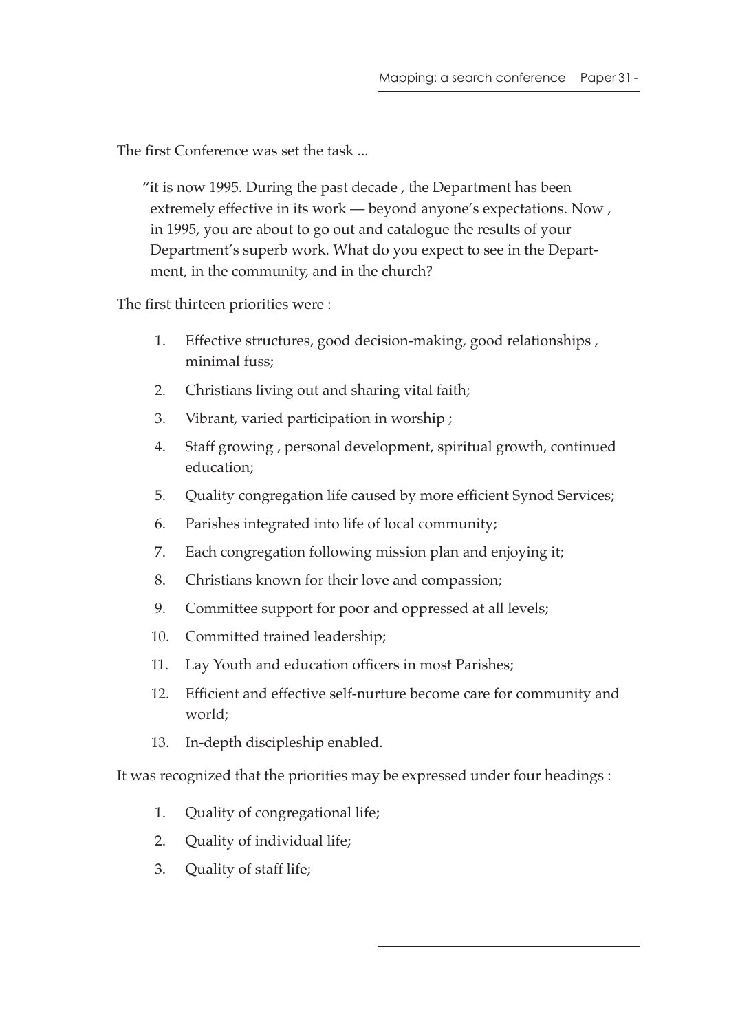The first Conference was set the task ...

> "it is now 1995. During the past decade , the Department has been extremely effective in its work — beyond anyone's expectations. Now , in 1995, you are about to go out and catalogue the results of your Department's superb work. What do you expect to see in the Department, in the community, and in the church?

The first thirteen priorities were :

1. Effective structures, good decision-making, good relationships , minimal fuss;
2. Christians living out and sharing vital faith;
3. Vibrant, varied participation in worship ;
4. Staff growing , personal development, spiritual growth, continued education;
5. Quality congregation life caused by more efficient Synod Services;
6. Parishes integrated into life of local community;
7. Each congregation following mission plan and enjoying it;
8. Christians known for their love and compassion;
9. Committee support for poor and oppressed at all levels;
10. Committed trained leadership;
11. Lay Youth and education officers in most Parishes;
12. Efficient and effective self-nurture become care for community and world;
13. In-depth discipleship enabled.

It was recognized that the priorities may be expressed under four headings :

1. Quality of congregational life;
2. Quality of individual life;
3. Quality of staff life;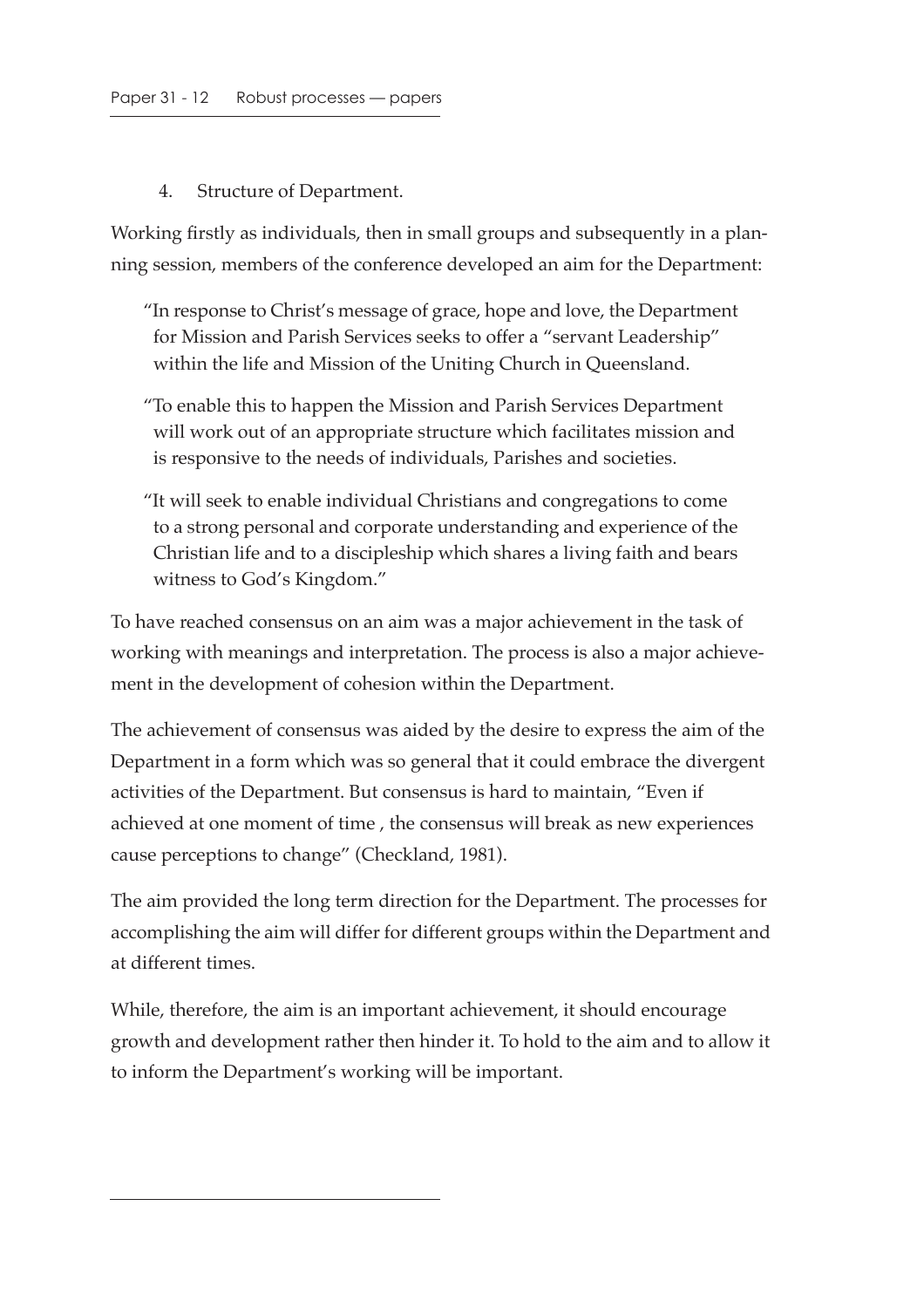4. Structure of Department.

Working firstly as individuals, then in small groups and subsequently in a planning session, members of the conference developed an aim for the Department:

> "In response to Christ's message of grace, hope and love, the Department for Mission and Parish Services seeks to offer a "servant Leadership" within the life and Mission of the Uniting Church in Queensland.
>
> "To enable this to happen the Mission and Parish Services Department will work out of an appropriate structure which facilitates mission and is responsive to the needs of individuals, Parishes and societies.
>
> "It will seek to enable individual Christians and congregations to come to a strong personal and corporate understanding and experience of the Christian life and to a discipleship which shares a living faith and bears witness to God's Kingdom."

To have reached consensus on an aim was a major achievement in the task of working with meanings and interpretation. The process is also a major achievement in the development of cohesion within the Department.

The achievement of consensus was aided by the desire to express the aim of the Department in a form which was so general that it could embrace the divergent activities of the Department. But consensus is hard to maintain, "Even if achieved at one moment of time , the consensus will break as new experiences cause perceptions to change" (Checkland, 1981).

The aim provided the long term direction for the Department. The processes for accomplishing the aim will differ for different groups within the Department and at different times.

While, therefore, the aim is an important achievement, it should encourage growth and development rather then hinder it. To hold to the aim and to allow it to inform the Department's working will be important.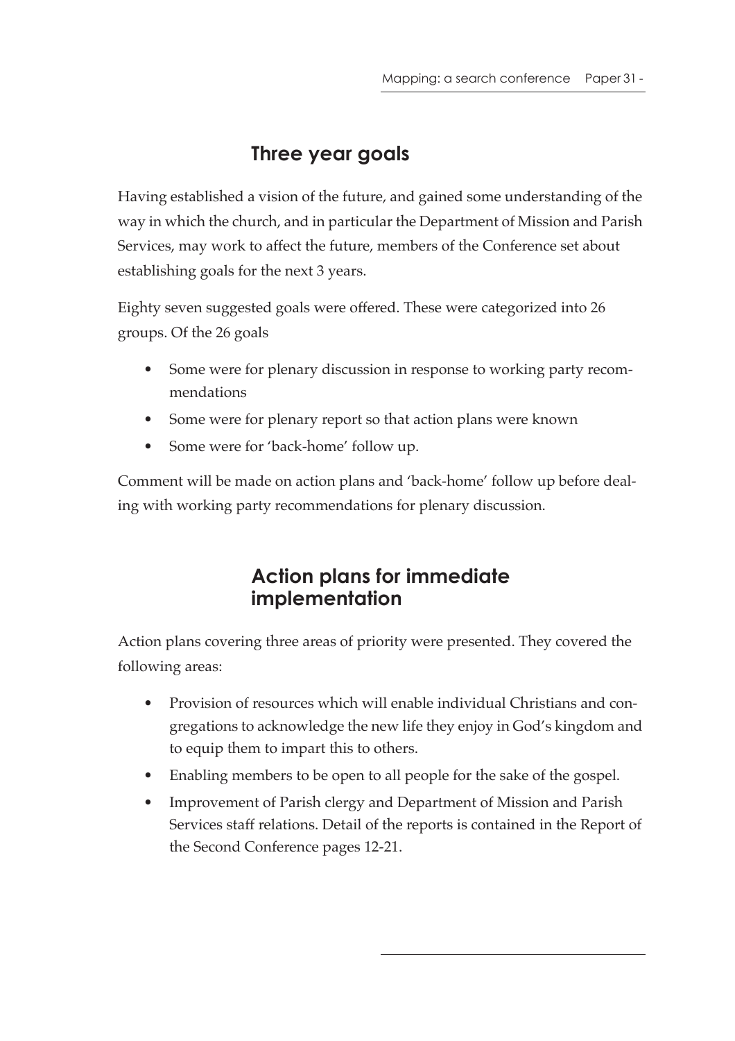## Three year goals

Having established a vision of the future, and gained some understanding of the way in which the church, and in particular the Department of Mission and Parish Services, may work to affect the future, members of the Conference set about establishing goals for the next 3 years.

Eighty seven suggested goals were offered. These were categorized into 26 groups. Of the 26 goals

- Some were for plenary discussion in response to working party recommendations
- Some were for plenary report so that action plans were known
- Some were for 'back-home' follow up.

Comment will be made on action plans and 'back-home' follow up before dealing with working party recommendations for plenary discussion.

## Action plans for immediate implementation

Action plans covering three areas of priority were presented. They covered the following areas:

- Provision of resources which will enable individual Christians and congregations to acknowledge the new life they enjoy in God's kingdom and to equip them to impart this to others.
- Enabling members to be open to all people for the sake of the gospel.
- Improvement of Parish clergy and Department of Mission and Parish Services staff relations. Detail of the reports is contained in the Report of the Second Conference pages 12-21.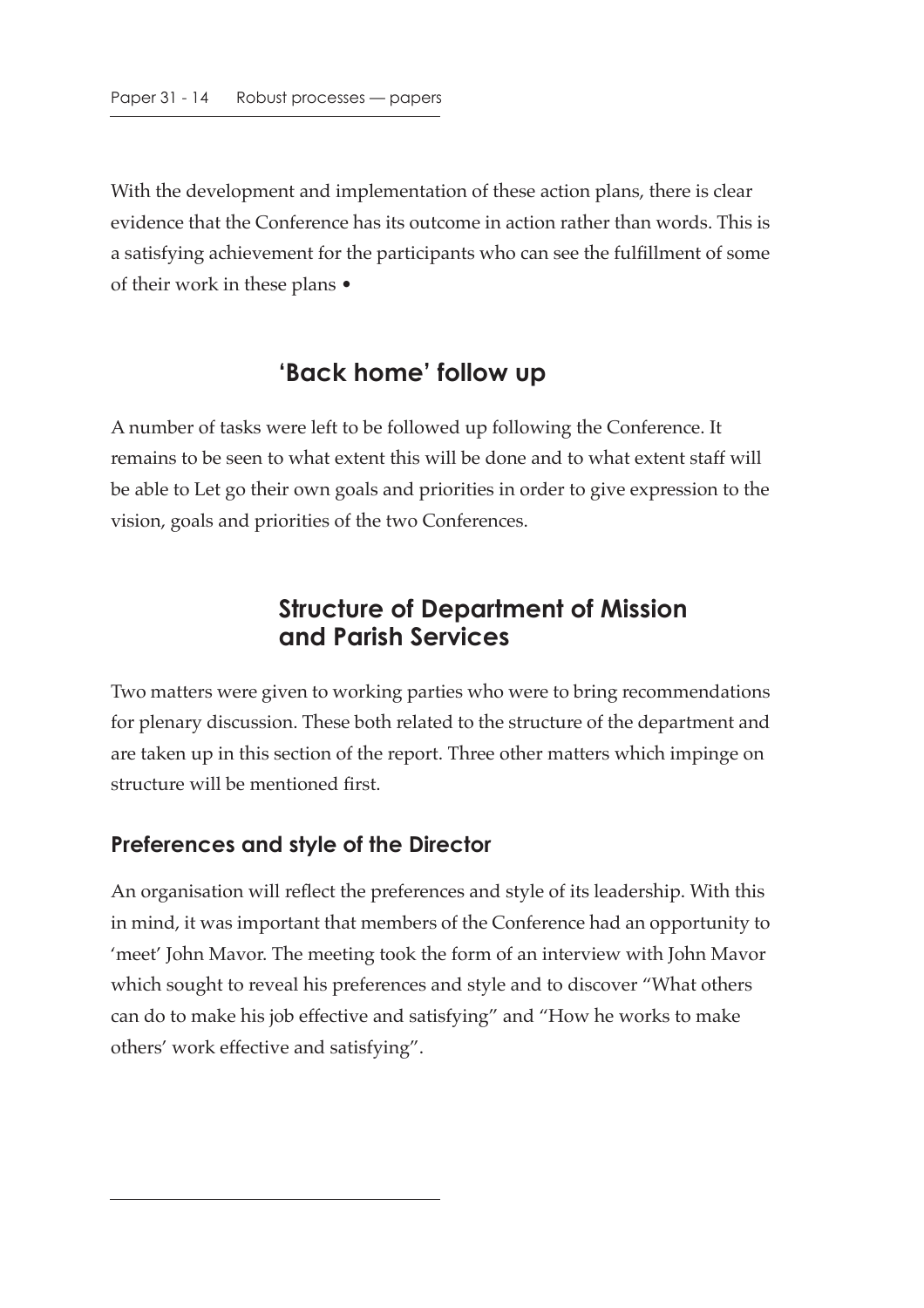With the development and implementation of these action plans, there is clear evidence that the Conference has its outcome in action rather than words. This is a satisfying achievement for the participants who can see the fulfillment of some of their work in these plans •

## 'Back home' follow up

A number of tasks were left to be followed up following the Conference. It remains to be seen to what extent this will be done and to what extent staff will be able to Let go their own goals and priorities in order to give expression to the vision, goals and priorities of the two Conferences.

## Structure of Department of Mission and Parish Services

Two matters were given to working parties who were to bring recommendations for plenary discussion. These both related to the structure of the department and are taken up in this section of the report. Three other matters which impinge on structure will be mentioned first.

### Preferences and style of the Director

An organisation will reflect the preferences and style of its leadership. With this in mind, it was important that members of the Conference had an opportunity to 'meet' John Mavor. The meeting took the form of an interview with John Mavor which sought to reveal his preferences and style and to discover "What others can do to make his job effective and satisfying" and "How he works to make others' work effective and satisfying".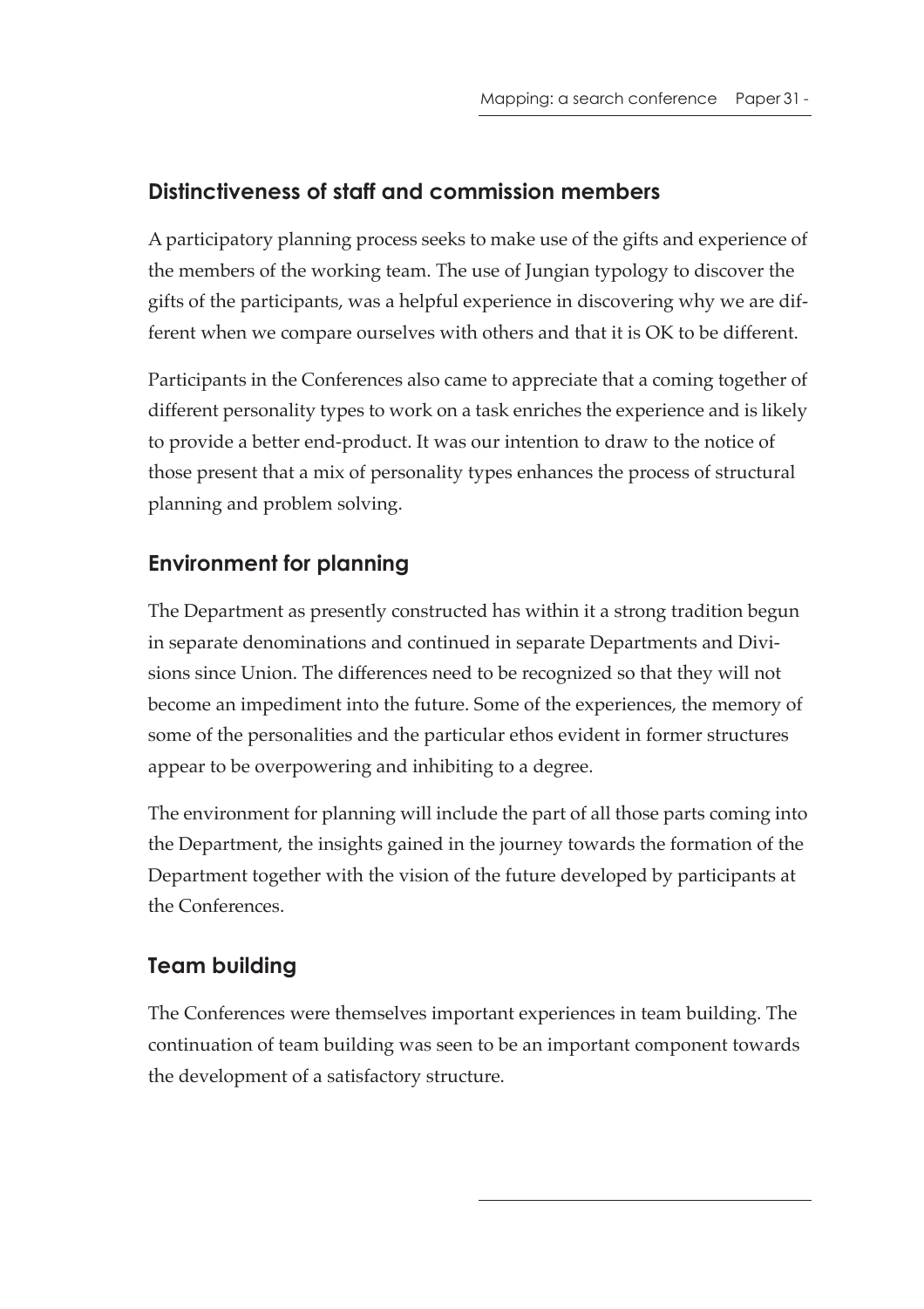## Distinctiveness of staff and commission members

A participatory planning process seeks to make use of the gifts and experience of the members of the working team. The use of Jungian typology to discover the gifts of the participants, was a helpful experience in discovering why we are different when we compare ourselves with others and that it is OK to be different.

Participants in the Conferences also came to appreciate that a coming together of different personality types to work on a task enriches the experience and is likely to provide a better end-product. It was our intention to draw to the notice of those present that a mix of personality types enhances the process of structural planning and problem solving.

## Environment for planning

The Department as presently constructed has within it a strong tradition begun in separate denominations and continued in separate Departments and Divisions since Union. The differences need to be recognized so that they will not become an impediment into the future. Some of the experiences, the memory of some of the personalities and the particular ethos evident in former structures appear to be overpowering and inhibiting to a degree.

The environment for planning will include the part of all those parts coming into the Department, the insights gained in the journey towards the formation of the Department together with the vision of the future developed by participants at the Conferences.

## Team building

The Conferences were themselves important experiences in team building. The continuation of team building was seen to be an important component towards the development of a satisfactory structure.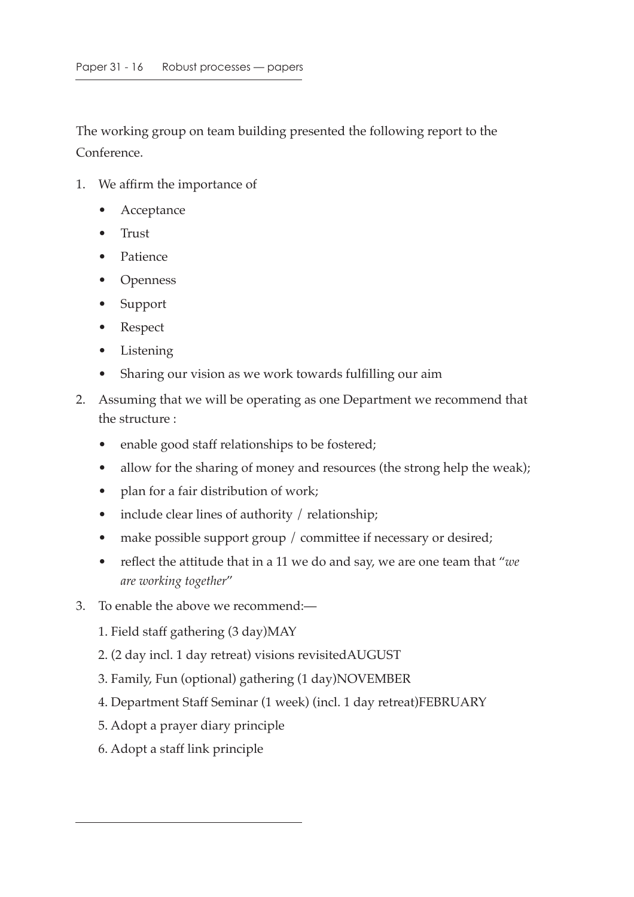The working group on team building presented the following report to the Conference.

1. We affirm the importance of
   - Acceptance
   - Trust
   - Patience
   - Openness
   - Support
   - Respect
   - Listening
   - Sharing our vision as we work towards fulfilling our aim
2. Assuming that we will be operating as one Department we recommend that the structure :
   - enable good staff relationships to be fostered;
   - allow for the sharing of money and resources (the strong help the weak);
   - plan for a fair distribution of work;
   - include clear lines of authority / relationship;
   - make possible support group / committee if necessary or desired;
   - reflect the attitude that in a 11 we do and say, we are one team that "*we are working together*"
3. To enable the above we recommend:—

   1. Field staff gathering (3 day)MAY
   2. (2 day incl. 1 day retreat) visions revisitedAUGUST
   3. Family, Fun (optional) gathering (1 day)NOVEMBER
   4. Department Staff Seminar (1 week) (incl. 1 day retreat)FEBRUARY
   5. Adopt a prayer diary principle
   6. Adopt a staff link principle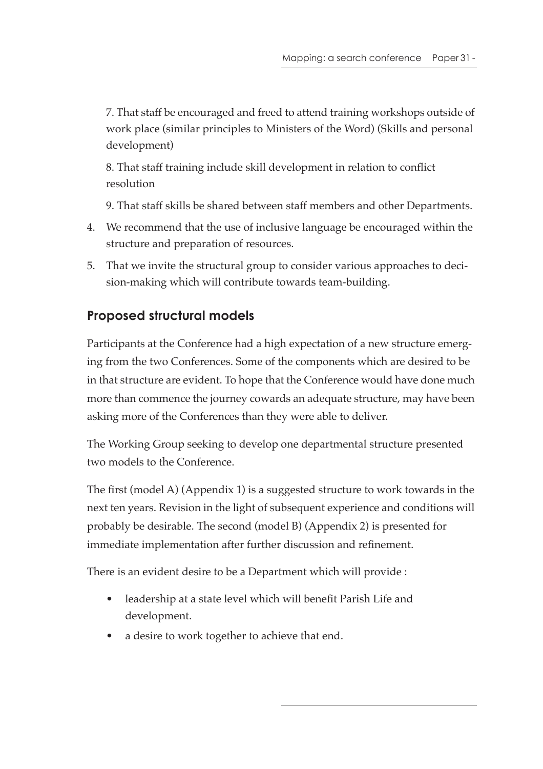7. That staff be encouraged and freed to attend training workshops outside of work place (similar principles to Ministers of the Word) (Skills and personal development)

8. That staff training include skill development in relation to conflict resolution

9. That staff skills be shared between staff members and other Departments.

4. We recommend that the use of inclusive language be encouraged within the structure and preparation of resources.
5. That we invite the structural group to consider various approaches to decision-making which will contribute towards team-building.

## Proposed structural models

Participants at the Conference had a high expectation of a new structure emerging from the two Conferences. Some of the components which are desired to be in that structure are evident. To hope that the Conference would have done much more than commence the journey cowards an adequate structure, may have been asking more of the Conferences than they were able to deliver.

The Working Group seeking to develop one departmental structure presented two models to the Conference.

The first (model A) (Appendix 1) is a suggested structure to work towards in the next ten years. Revision in the light of subsequent experience and conditions will probably be desirable. The second (model B) (Appendix 2) is presented for immediate implementation after further discussion and refinement.

There is an evident desire to be a Department which will provide :

- leadership at a state level which will benefit Parish Life and development.
- a desire to work together to achieve that end.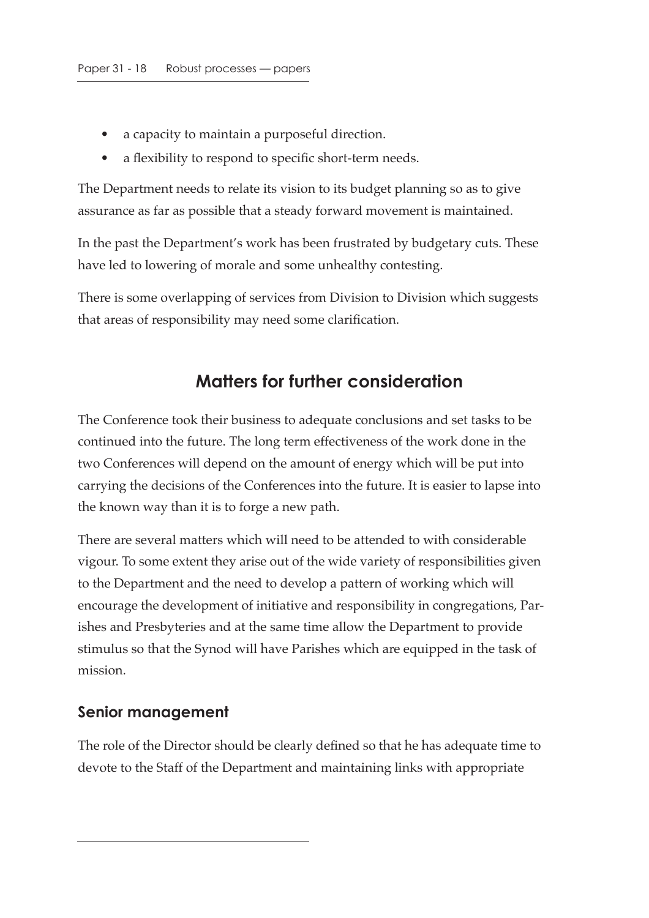- a capacity to maintain a purposeful direction.
- a flexibility to respond to specific short-term needs.

The Department needs to relate its vision to its budget planning so as to give assurance as far as possible that a steady forward movement is maintained.

In the past the Department's work has been frustrated by budgetary cuts. These have led to lowering of morale and some unhealthy contesting.

There is some overlapping of services from Division to Division which suggests that areas of responsibility may need some clarification.

## Matters for further consideration

The Conference took their business to adequate conclusions and set tasks to be continued into the future. The long term effectiveness of the work done in the two Conferences will depend on the amount of energy which will be put into carrying the decisions of the Conferences into the future. It is easier to lapse into the known way than it is to forge a new path.

There are several matters which will need to be attended to with considerable vigour. To some extent they arise out of the wide variety of responsibilities given to the Department and the need to develop a pattern of working which will encourage the development of initiative and responsibility in congregations, Parishes and Presbyteries and at the same time allow the Department to provide stimulus so that the Synod will have Parishes which are equipped in the task of mission.

### Senior management

The role of the Director should be clearly defined so that he has adequate time to devote to the Staff of the Department and maintaining links with appropriate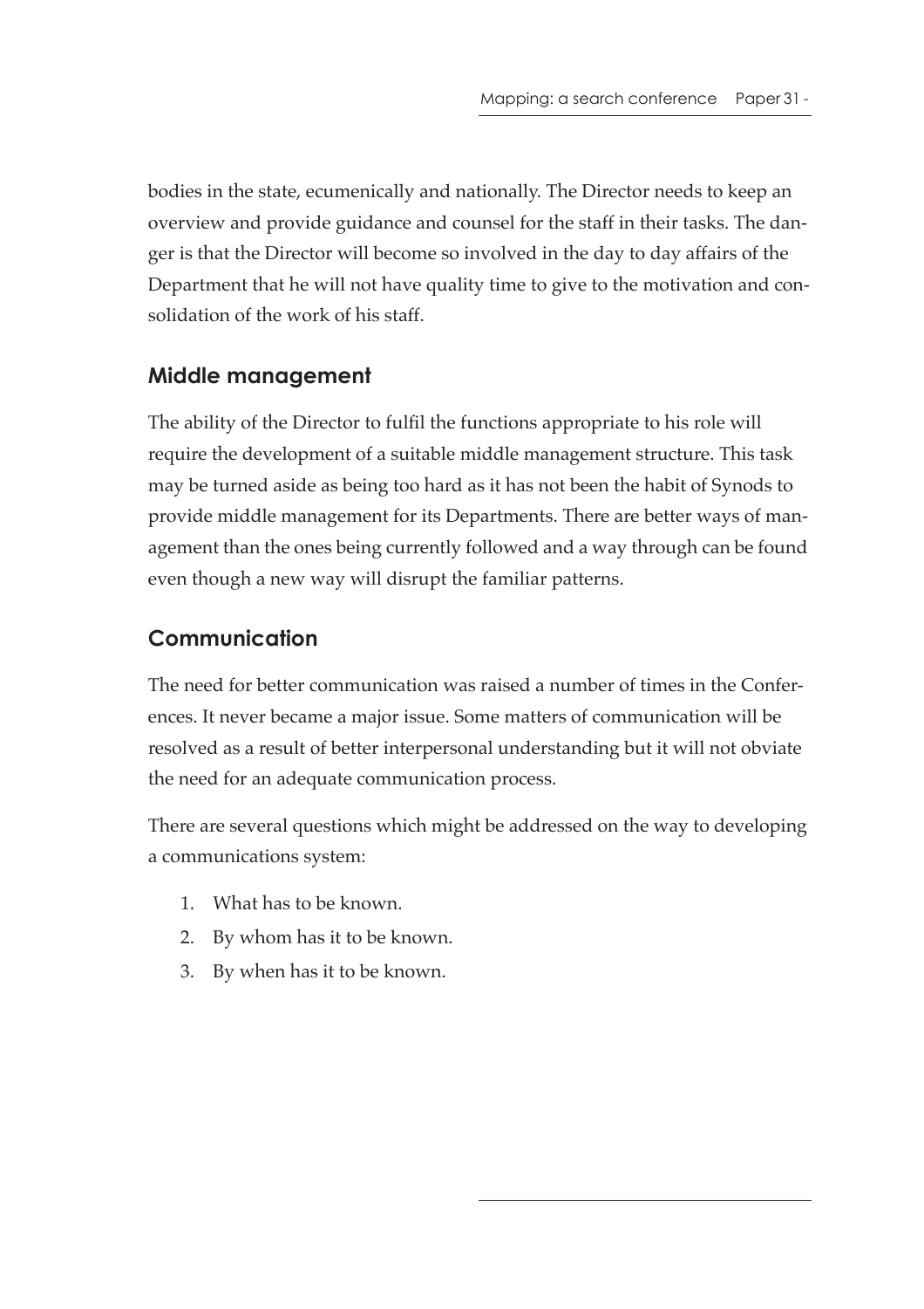bodies in the state, ecumenically and nationally. The Director needs to keep an overview and provide guidance and counsel for the staff in their tasks. The danger is that the Director will become so involved in the day to day affairs of the Department that he will not have quality time to give to the motivation and consolidation of the work of his staff.

## Middle management

The ability of the Director to fulfil the functions appropriate to his role will require the development of a suitable middle management structure. This task may be turned aside as being too hard as it has not been the habit of Synods to provide middle management for its Departments. There are better ways of management than the ones being currently followed and a way through can be found even though a new way will disrupt the familiar patterns.

## Communication

The need for better communication was raised a number of times in the Conferences. It never became a major issue. Some matters of communication will be resolved as a result of better interpersonal understanding but it will not obviate the need for an adequate communication process.

There are several questions which might be addressed on the way to developing a communications system:

1. What has to be known.
2. By whom has it to be known.
3. By when has it to be known.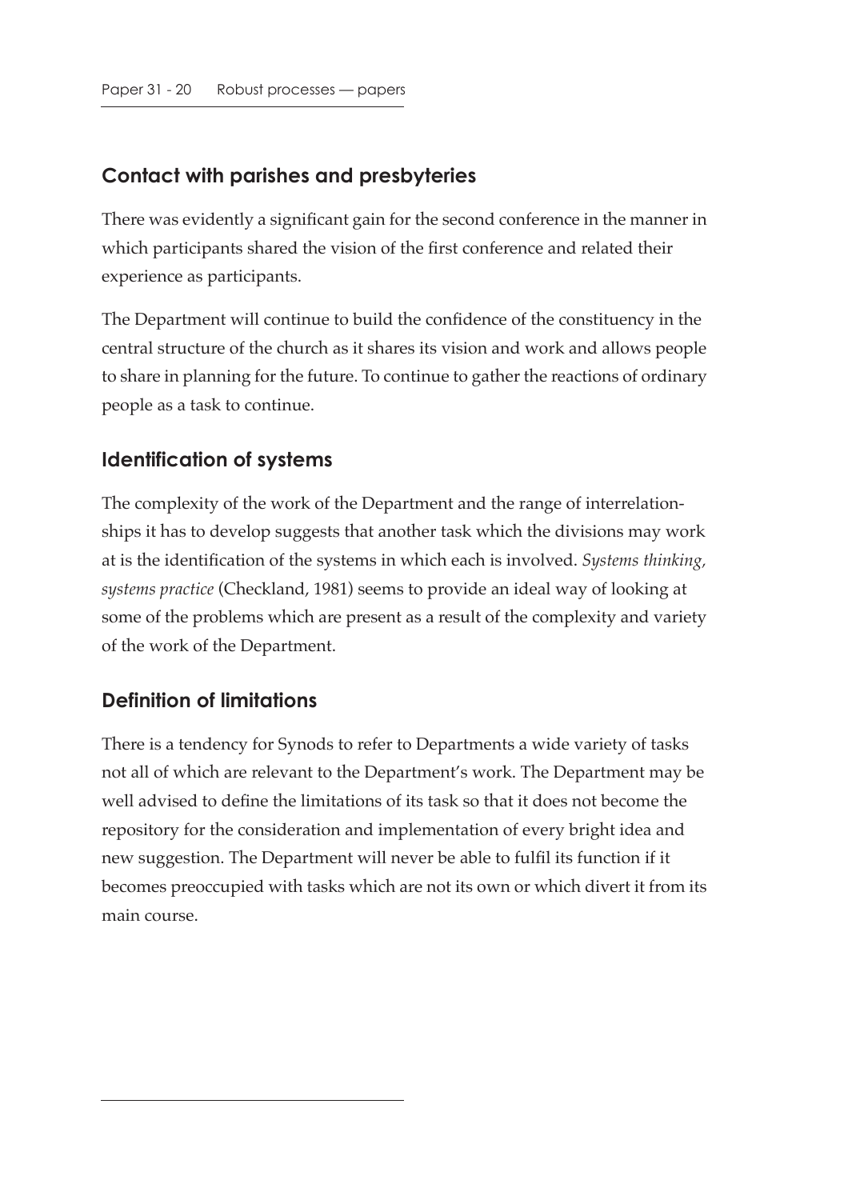## Contact with parishes and presbyteries

There was evidently a significant gain for the second conference in the manner in which participants shared the vision of the first conference and related their experience as participants.

The Department will continue to build the confidence of the constituency in the central structure of the church as it shares its vision and work and allows people to share in planning for the future. To continue to gather the reactions of ordinary people as a task to continue.

## Identification of systems

The complexity of the work of the Department and the range of interrelationships it has to develop suggests that another task which the divisions may work at is the identification of the systems in which each is involved. *Systems thinking, systems practice* (Checkland, 1981) seems to provide an ideal way of looking at some of the problems which are present as a result of the complexity and variety of the work of the Department.

## Definition of limitations

There is a tendency for Synods to refer to Departments a wide variety of tasks not all of which are relevant to the Department's work. The Department may be well advised to define the limitations of its task so that it does not become the repository for the consideration and implementation of every bright idea and new suggestion. The Department will never be able to fulfil its function if it becomes preoccupied with tasks which are not its own or which divert it from its main course.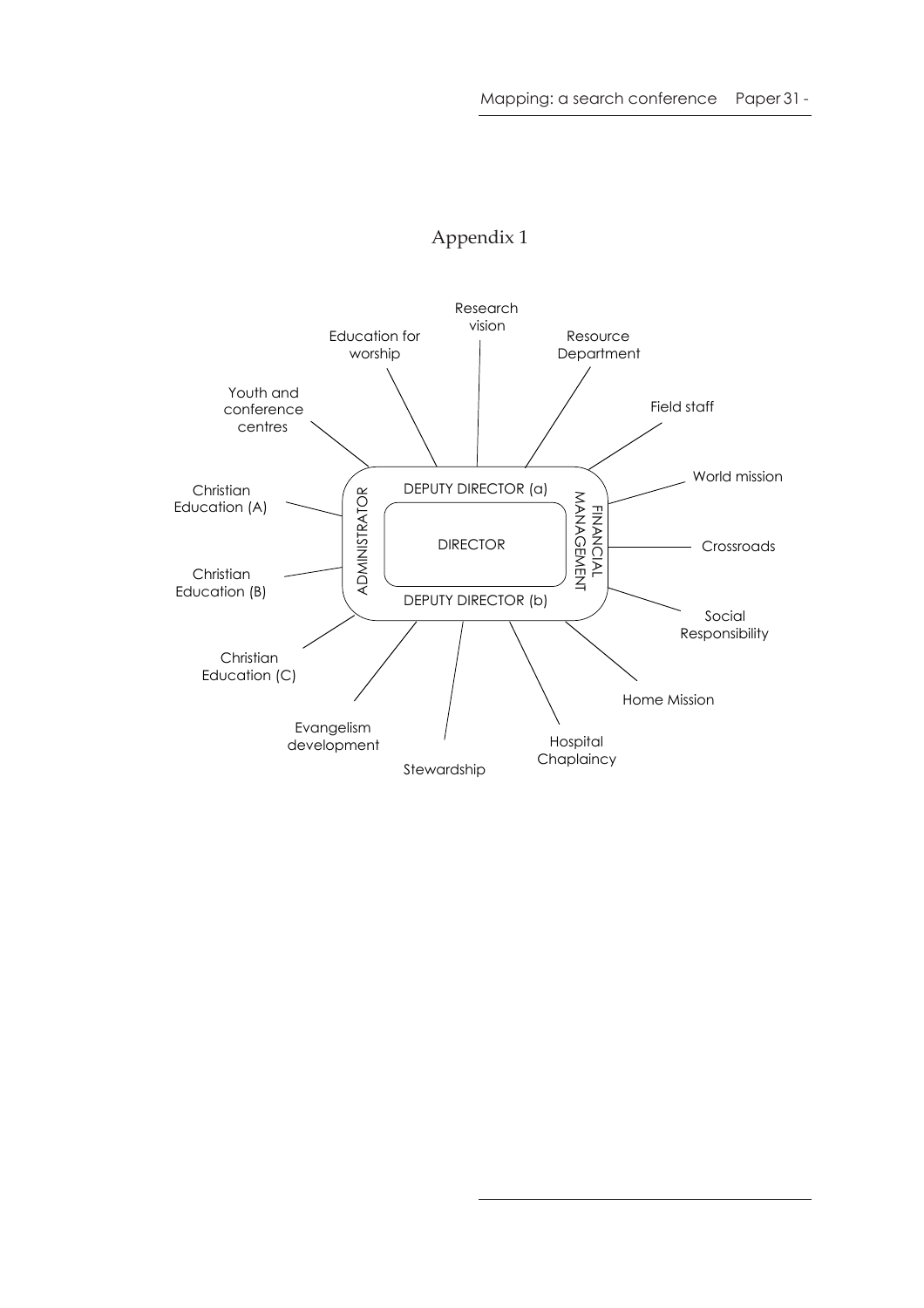# Appendix 1

DIRECTOR

DEPUTY DIRECTOR (a)

DEPUTY DIRECTOR (b)

ADMINISTRATOR

FINANCIAL MANAGEMENT

- Research vision
- Resource Department
- Field staff
- World mission
- Crossroads
- Social Responsibility
- Home Mission
- Hospital Chaplaincy
- Stewardship
- Evangelism development
- Christian Education (C)
- Christian Education (B)
- Christian Education (A)
- Youth and conference centres
- Education for worship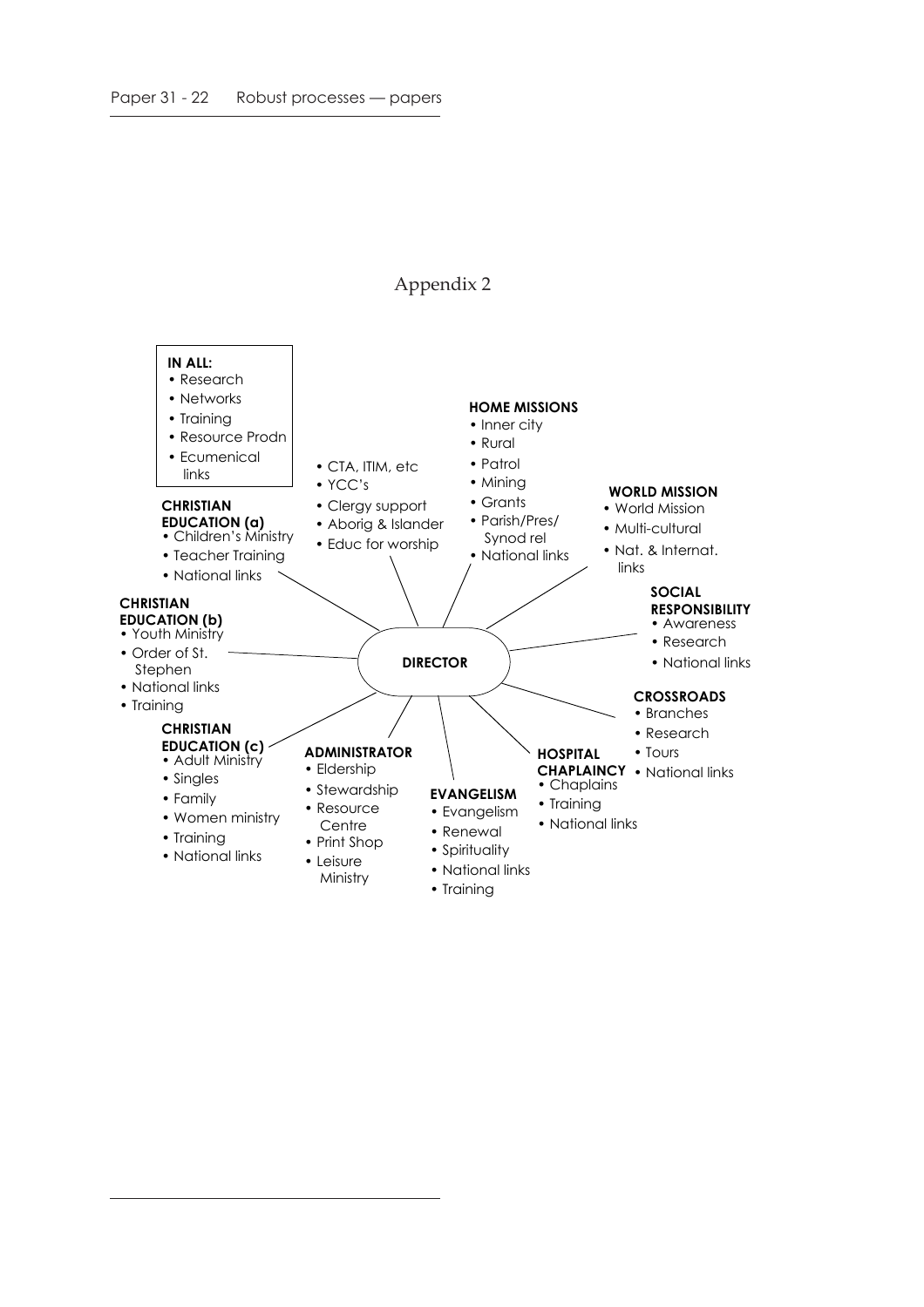# Appendix 2

**IN ALL:**
- Research
- Networks
- Training
- Resource Prodn
- Ecumenical links

- CTA, ITIM, etc
- YCC's
- Clergy support
- Aborig & Islander
- Educ for worship

**HOME MISSIONS**
- Inner city
- Rural
- Patrol
- Mining
- Grants
- Parish/Pres/Synod rel
- National links

**WORLD MISSION**
- World Mission
- Multi-cultural
- Nat. & Internat. links

**CHRISTIAN EDUCATION (a)**
- Children's Ministry
- Teacher Training
- National links

**CHRISTIAN EDUCATION (b)**
- Youth Ministry
- Order of St. Stephen
- National links
- Training

**DIRECTOR**

**SOCIAL RESPONSIBILITY**
- Awareness
- Research
- National links

**CROSSROADS**
- Branches
- Research
- Tours
- National links

**CHRISTIAN EDUCATION (c)**
- Adult Ministry
- Singles
- Family
- Women ministry
- Training
- National links

**ADMINISTRATOR**
- Eldership
- Stewardship
- Resource Centre
- Print Shop
- Leisure Ministry

**EVANGELISM**
- Evangelism
- Renewal
- Spirituality
- National links
- Training

**HOSPITAL CHAPLAINCY**
- Chaplains
- Training
- National links